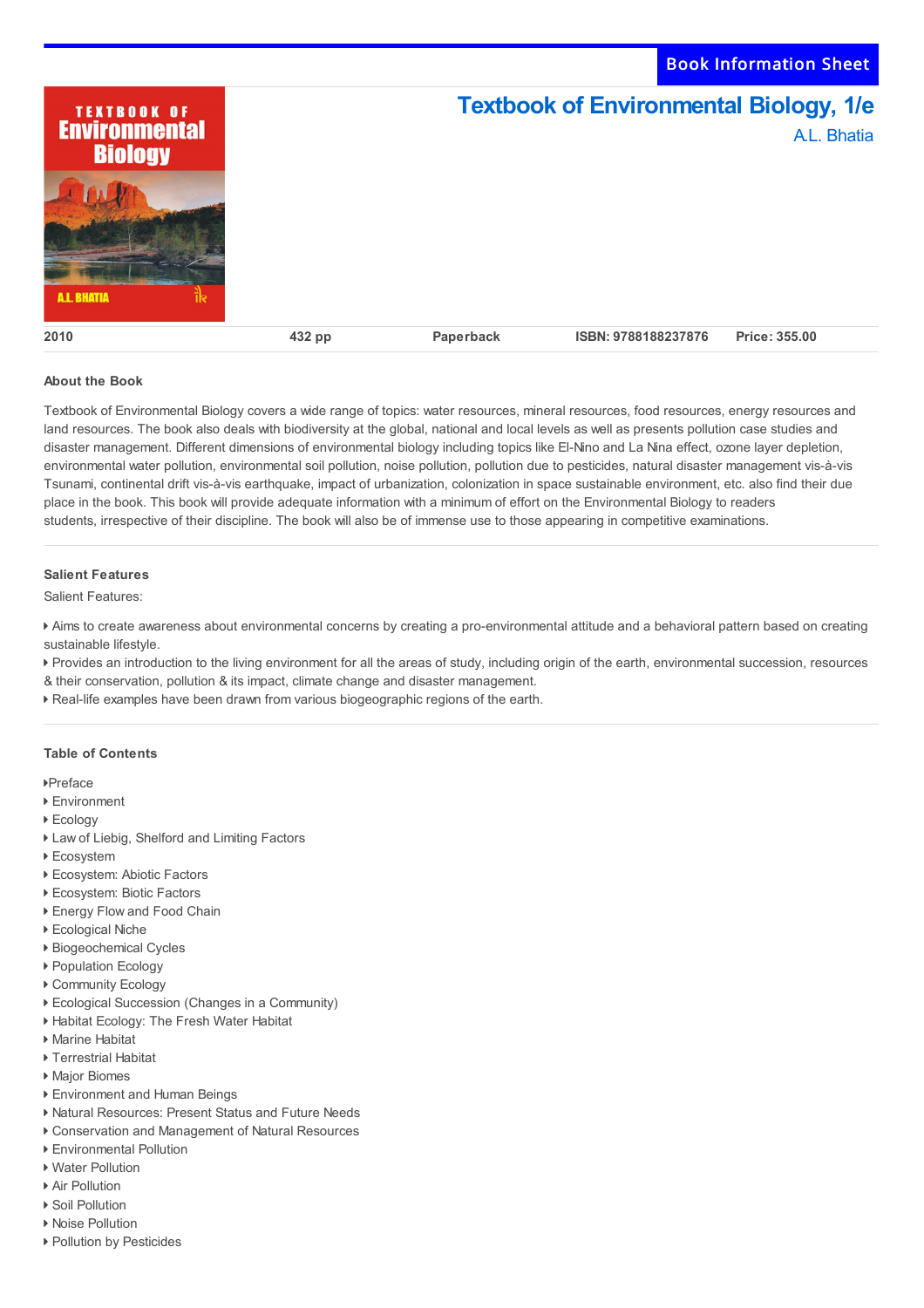Book Information Sheet

# Textbook of Environmental Biology, 1/e

A.L. Bhatia

| 2010 | 432 pp | Paperback | ISBN: 9788188237876 | Price: 355.00 |
| --- | --- | --- | --- | --- |

## About the Book

Textbook of Environmental Biology covers a wide range of topics: water resources, mineral resources, food resources, energy resources and land resources. The book also deals with biodiversity at the global, national and local levels as well as presents pollution case studies and disaster management. Different dimensions of environmental biology including topics like El-Nino and La Nina effect, ozone layer depletion, environmental water pollution, environmental soil pollution, noise pollution, pollution due to pesticides, natural disaster management vis-à-vis Tsunami, continental drift vis-à-vis earthquake, impact of urbanization, colonization in space sustainable environment, etc. also find their due place in the book. This book will provide adequate information with a minimum of effort on the Environmental Biology to readers students, irrespective of their discipline. The book will also be of immense use to those appearing in competitive examinations.

## Salient Features

Salient Features:

- Aims to create awareness about environmental concerns by creating a pro-environmental attitude and a behavioral pattern based on creating sustainable lifestyle.
- Provides an introduction to the living environment for all the areas of study, including origin of the earth, environmental succession, resources & their conservation, pollution & its impact, climate change and disaster management.
- Real-life examples have been drawn from various biogeographic regions of the earth.

## Table of Contents

- Preface
- Environment
- Ecology
- Law of Liebig, Shelford and Limiting Factors
- Ecosystem
- Ecosystem: Abiotic Factors
- Ecosystem: Biotic Factors
- Energy Flow and Food Chain
- Ecological Niche
- Biogeochemical Cycles
- Population Ecology
- Community Ecology
- Ecological Succession (Changes in a Community)
- Habitat Ecology: The Fresh Water Habitat
- Marine Habitat
- Terrestrial Habitat
- Major Biomes
- Environment and Human Beings
- Natural Resources: Present Status and Future Needs
- Conservation and Management of Natural Resources
- Environmental Pollution
- Water Pollution
- Air Pollution
- Soil Pollution
- Noise Pollution
- Pollution by Pesticides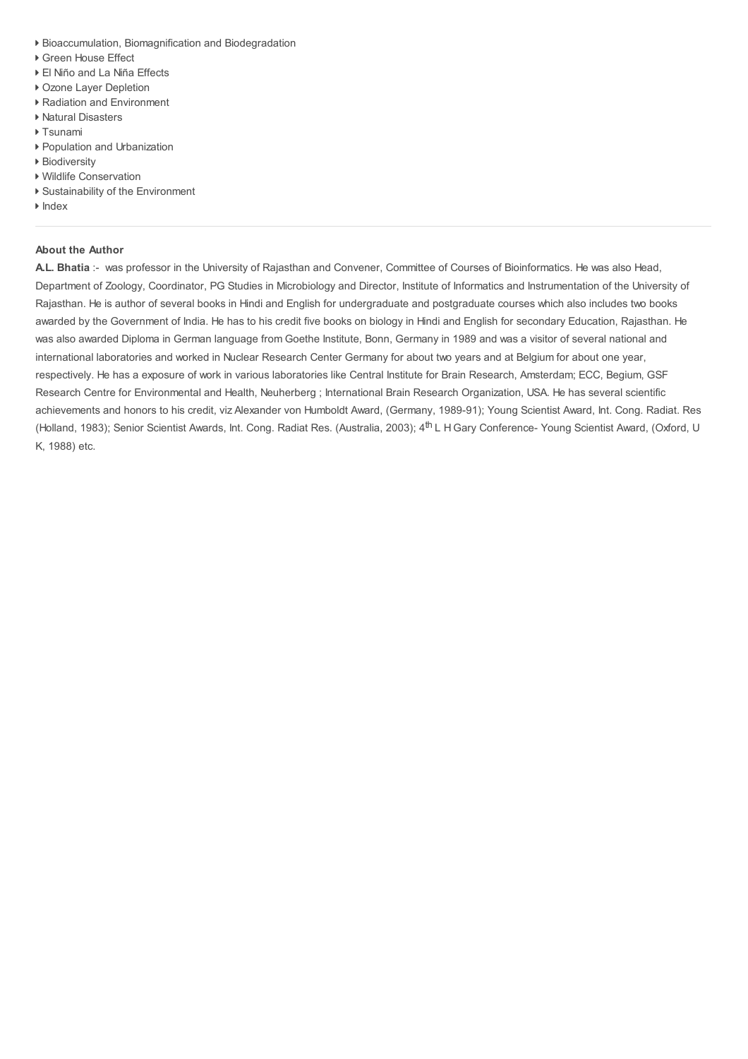- Bioaccumulation, Biomagnification and Biodegradation
- Green House Effect
- El Niño and La Niña Effects
- Ozone Layer Depletion
- Radiation and Environment
- Natural Disasters
- Tsunami
- Population and Urbanization
- Biodiversity
- Wildlife Conservation
- Sustainability of the Environment
- Index

---

**About the Author**

**A.L. Bhatia** :- was professor in the University of Rajasthan and Convener, Committee of Courses of Bioinformatics. He was also Head, Department of Zoology, Coordinator, PG Studies in Microbiology and Director, Institute of Informatics and Instrumentation of the University of Rajasthan. He is author of several books in Hindi and English for undergraduate and postgraduate courses which also includes two books awarded by the Government of India. He has to his credit five books on biology in Hindi and English for secondary Education, Rajasthan. He was also awarded Diploma in German language from Goethe Institute, Bonn, Germany in 1989 and was a visitor of several national and international laboratories and worked in Nuclear Research Center Germany for about two years and at Belgium for about one year, respectively. He has a exposure of work in various laboratories like Central Institute for Brain Research, Amsterdam; ECC, Begium, GSF Research Centre for Environmental and Health, Neuherberg ; International Brain Research Organization, USA. He has several scientific achievements and honors to his credit, viz Alexander von Humboldt Award, (Germany, 1989-91); Young Scientist Award, Int. Cong. Radiat. Res (Holland, 1983); Senior Scientist Awards, Int. Cong. Radiat Res. (Australia, 2003); 4th L H Gary Conference- Young Scientist Award, (Oxford, U K, 1988) etc.